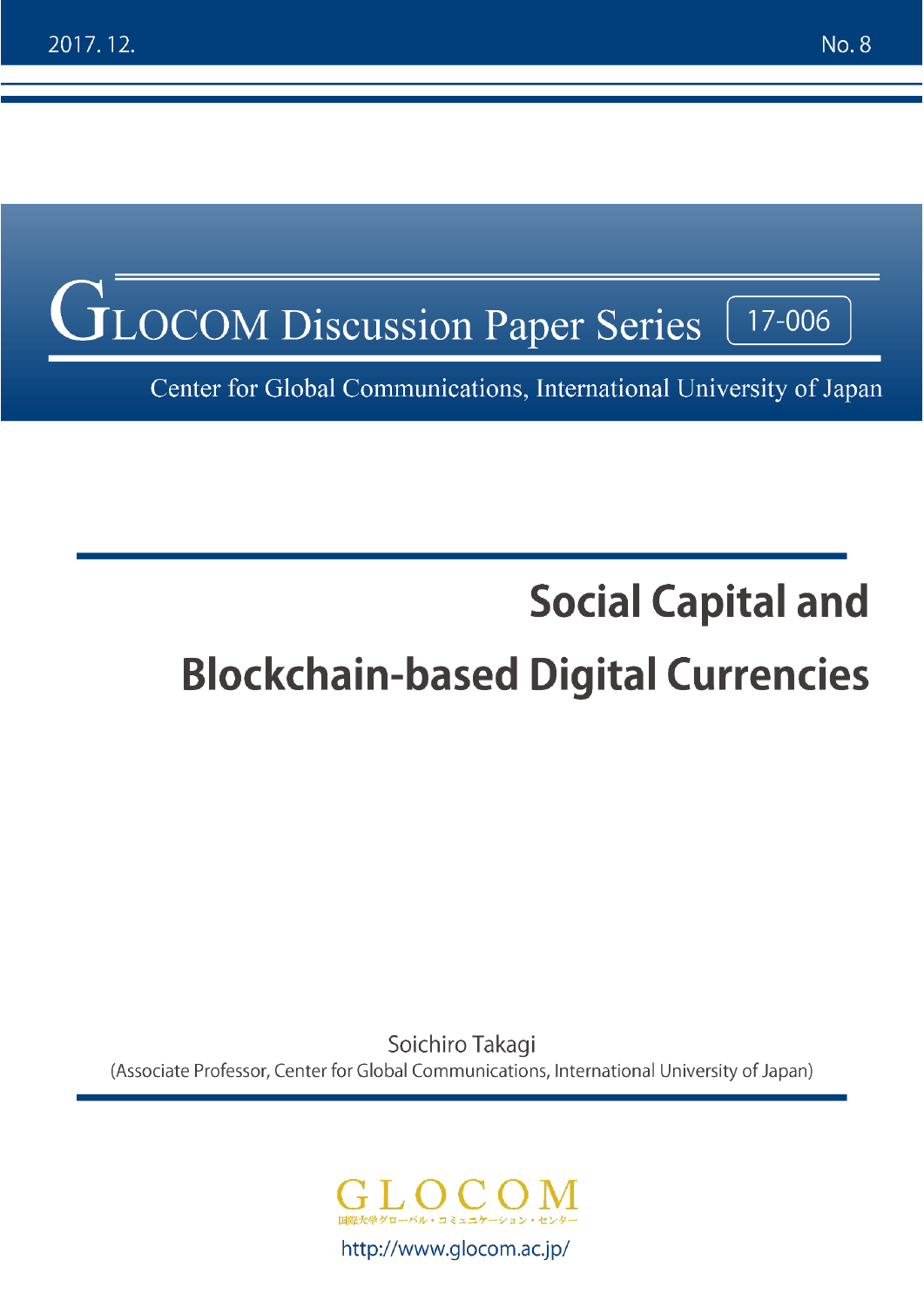2017. 12. No. 8

GLOCOM Discussion Paper Series 17-006

Center for Global Communications, International University of Japan

# Social Capital and Blockchain-based Digital Currencies

Soichiro Takagi

(Associate Professor, Center for Global Communications, International University of Japan)

GLOCOM

国際大学グローバル・コミュニケーション・センター

http://www.glocom.ac.jp/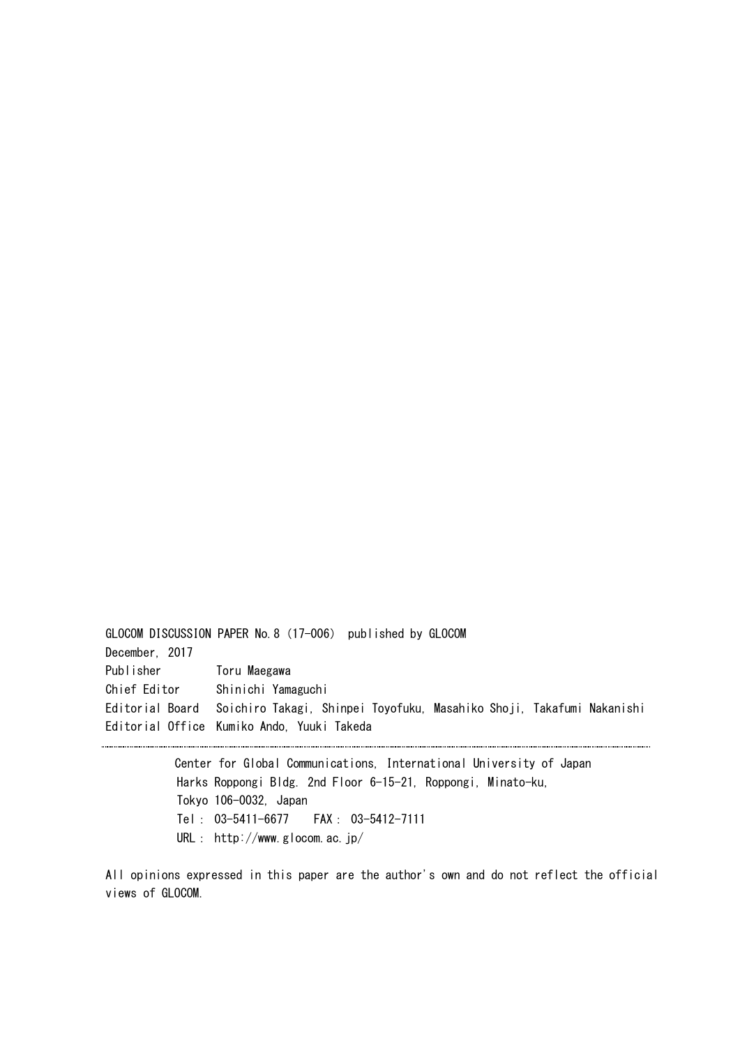GLOCOM DISCUSSION PAPER No.8 (17-006) published by GLOCOM

December, 2017

Publisher Toru Maegawa

Chief Editor Shinichi Yamaguchi

Editorial Board Soichiro Takagi, Shinpei Toyofuku, Masahiko Shoji, Takafumi Nakanishi

Editorial Office Kumiko Ando, Yuuki Takeda

---

Center for Global Communications, International University of Japan

Harks Roppongi Bldg. 2nd Floor 6-15-21, Roppongi, Minato-ku,

Tokyo 106-0032, Japan

Tel: 03-5411-6677 FAX: 03-5412-7111

URL: http://www.glocom.ac.jp/

All opinions expressed in this paper are the author's own and do not reflect the official views of GLOCOM.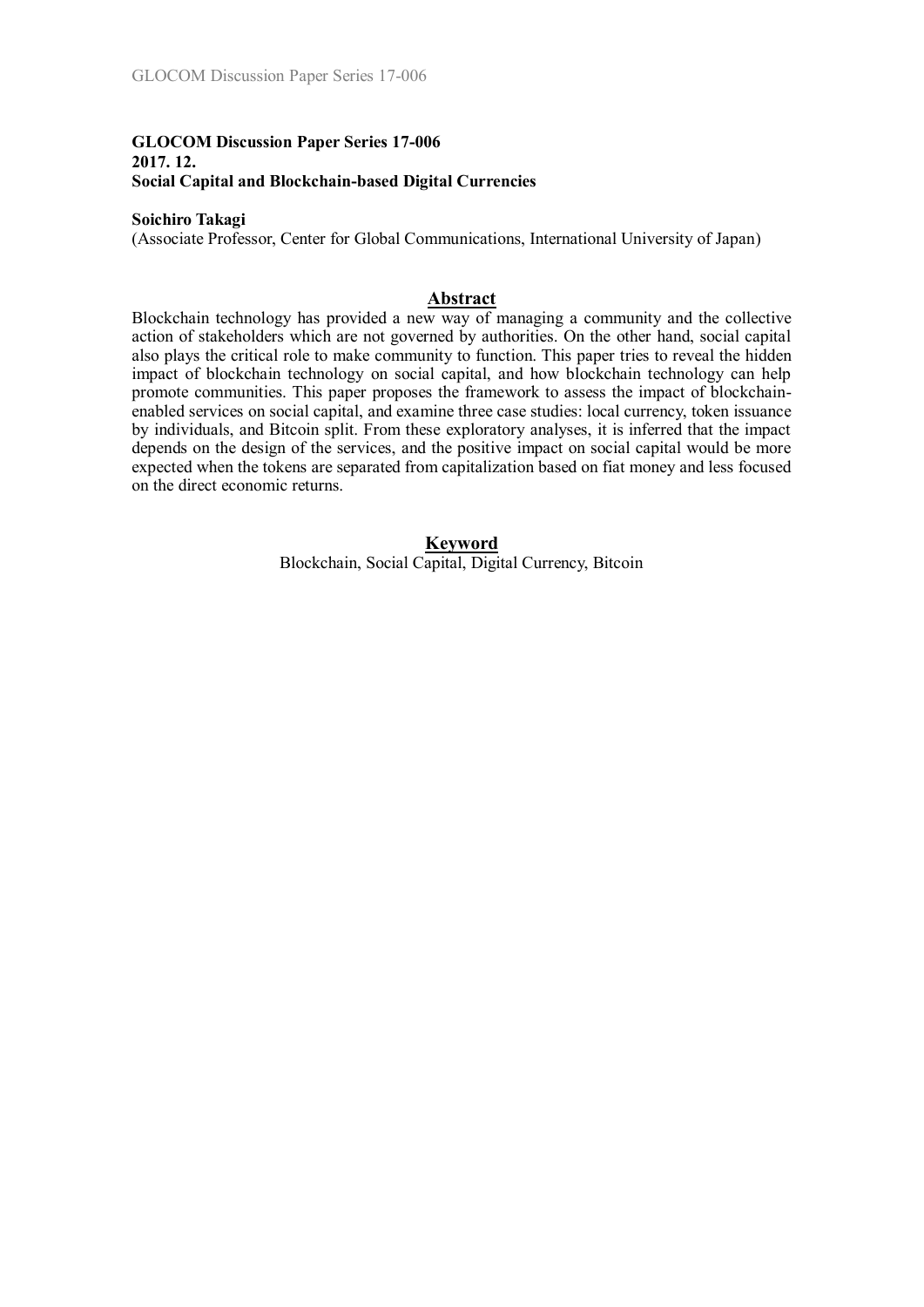**GLOCOM Discussion Paper Series 17-006**
**2017. 12.**
**Social Capital and Blockchain-based Digital Currencies**

**Soichiro Takagi**
(Associate Professor, Center for Global Communications, International University of Japan)

## Abstract

Blockchain technology has provided a new way of managing a community and the collective action of stakeholders which are not governed by authorities. On the other hand, social capital also plays the critical role to make community to function. This paper tries to reveal the hidden impact of blockchain technology on social capital, and how blockchain technology can help promote communities. This paper proposes the framework to assess the impact of blockchain-enabled services on social capital, and examine three case studies: local currency, token issuance by individuals, and Bitcoin split. From these exploratory analyses, it is inferred that the impact depends on the design of the services, and the positive impact on social capital would be more expected when the tokens are separated from capitalization based on fiat money and less focused on the direct economic returns.

## Keyword

Blockchain, Social Capital, Digital Currency, Bitcoin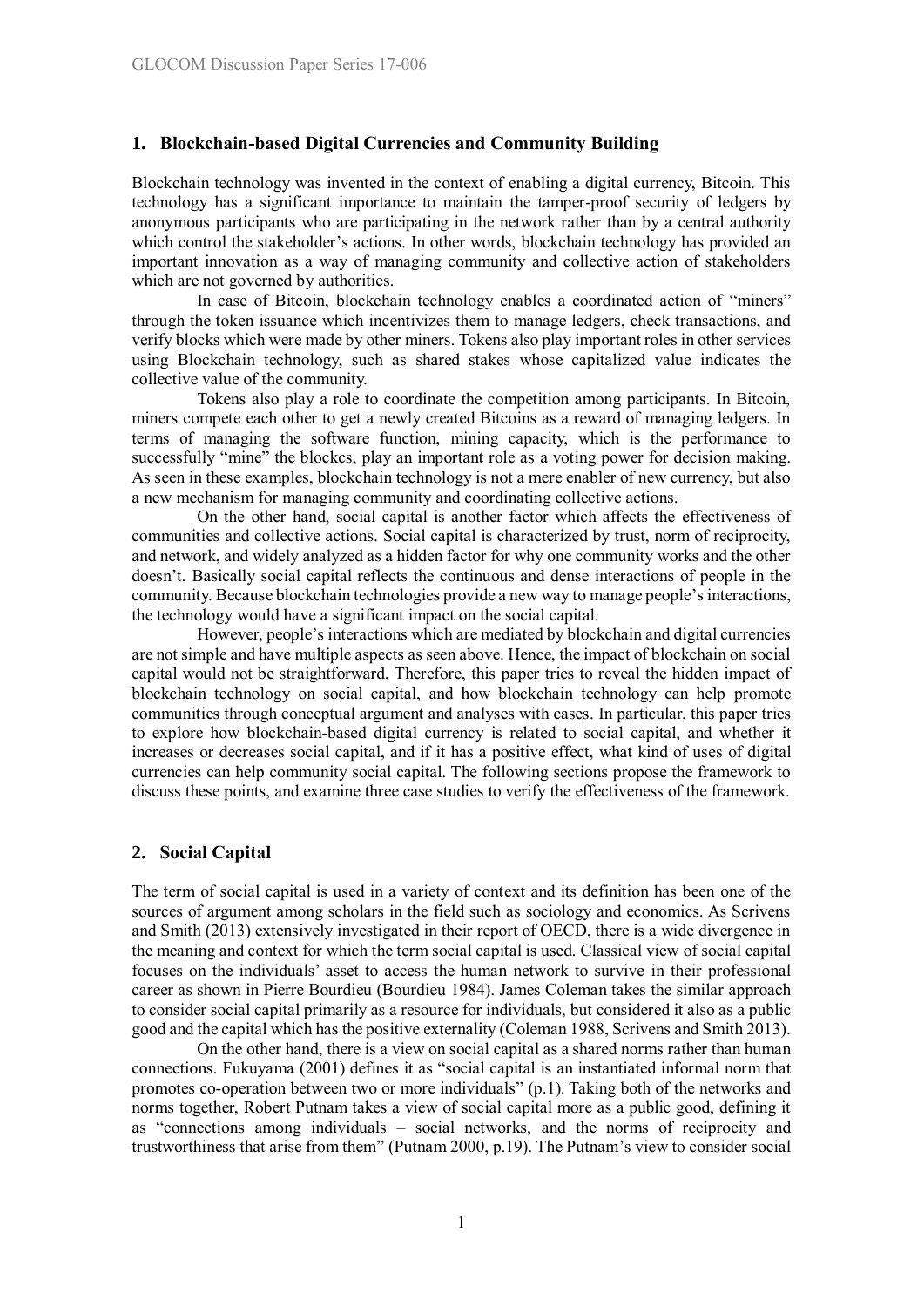## 1. Blockchain-based Digital Currencies and Community Building

Blockchain technology was invented in the context of enabling a digital currency, Bitcoin. This technology has a significant importance to maintain the tamper-proof security of ledgers by anonymous participants who are participating in the network rather than by a central authority which control the stakeholder's actions. In other words, blockchain technology has provided an important innovation as a way of managing community and collective action of stakeholders which are not governed by authorities.

In case of Bitcoin, blockchain technology enables a coordinated action of "miners" through the token issuance which incentivizes them to manage ledgers, check transactions, and verify blocks which were made by other miners. Tokens also play important roles in other services using Blockchain technology, such as shared stakes whose capitalized value indicates the collective value of the community.

Tokens also play a role to coordinate the competition among participants. In Bitcoin, miners compete each other to get a newly created Bitcoins as a reward of managing ledgers. In terms of managing the software function, mining capacity, which is the performance to successfully "mine" the blockcs, play an important role as a voting power for decision making. As seen in these examples, blockchain technology is not a mere enabler of new currency, but also a new mechanism for managing community and coordinating collective actions.

On the other hand, social capital is another factor which affects the effectiveness of communities and collective actions. Social capital is characterized by trust, norm of reciprocity, and network, and widely analyzed as a hidden factor for why one community works and the other doesn't. Basically social capital reflects the continuous and dense interactions of people in the community. Because blockchain technologies provide a new way to manage people's interactions, the technology would have a significant impact on the social capital.

However, people's interactions which are mediated by blockchain and digital currencies are not simple and have multiple aspects as seen above. Hence, the impact of blockchain on social capital would not be straightforward. Therefore, this paper tries to reveal the hidden impact of blockchain technology on social capital, and how blockchain technology can help promote communities through conceptual argument and analyses with cases. In particular, this paper tries to explore how blockchain-based digital currency is related to social capital, and whether it increases or decreases social capital, and if it has a positive effect, what kind of uses of digital currencies can help community social capital. The following sections propose the framework to discuss these points, and examine three case studies to verify the effectiveness of the framework.

## 2. Social Capital

The term of social capital is used in a variety of context and its definition has been one of the sources of argument among scholars in the field such as sociology and economics. As Scrivens and Smith (2013) extensively investigated in their report of OECD, there is a wide divergence in the meaning and context for which the term social capital is used. Classical view of social capital focuses on the individuals' asset to access the human network to survive in their professional career as shown in Pierre Bourdieu (Bourdieu 1984). James Coleman takes the similar approach to consider social capital primarily as a resource for individuals, but considered it also as a public good and the capital which has the positive externality (Coleman 1988, Scrivens and Smith 2013).

On the other hand, there is a view on social capital as a shared norms rather than human connections. Fukuyama (2001) defines it as "social capital is an instantiated informal norm that promotes co-operation between two or more individuals" (p.1). Taking both of the networks and norms together, Robert Putnam takes a view of social capital more as a public good, defining it as "connections among individuals – social networks, and the norms of reciprocity and trustworthiness that arise from them" (Putnam 2000, p.19). The Putnam's view to consider social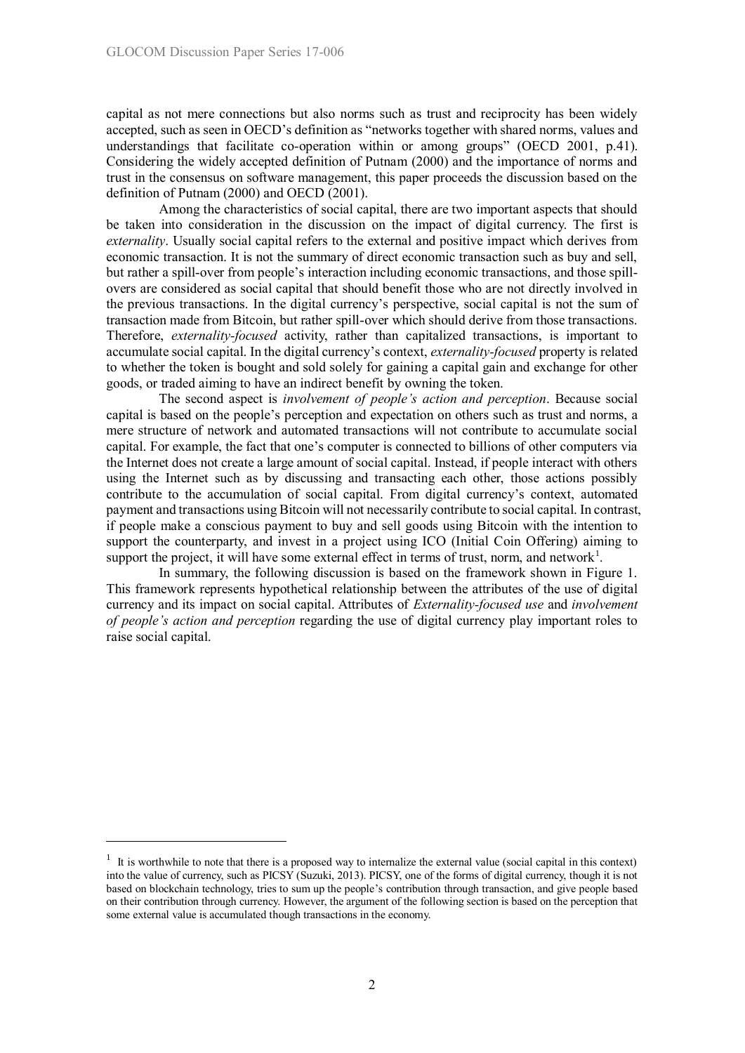capital as not mere connections but also norms such as trust and reciprocity has been widely accepted, such as seen in OECD's definition as "networks together with shared norms, values and understandings that facilitate co-operation within or among groups" (OECD 2001, p.41). Considering the widely accepted definition of Putnam (2000) and the importance of norms and trust in the consensus on software management, this paper proceeds the discussion based on the definition of Putnam (2000) and OECD (2001).

Among the characteristics of social capital, there are two important aspects that should be taken into consideration in the discussion on the impact of digital currency. The first is *externality*. Usually social capital refers to the external and positive impact which derives from economic transaction. It is not the summary of direct economic transaction such as buy and sell, but rather a spill-over from people's interaction including economic transactions, and those spill-overs are considered as social capital that should benefit those who are not directly involved in the previous transactions. In the digital currency's perspective, social capital is not the sum of transaction made from Bitcoin, but rather spill-over which should derive from those transactions. Therefore, *externality-focused* activity, rather than capitalized transactions, is important to accumulate social capital. In the digital currency's context, *externality-focused* property is related to whether the token is bought and sold solely for gaining a capital gain and exchange for other goods, or traded aiming to have an indirect benefit by owning the token.

The second aspect is *involvement of people's action and perception*. Because social capital is based on the people's perception and expectation on others such as trust and norms, a mere structure of network and automated transactions will not contribute to accumulate social capital. For example, the fact that one's computer is connected to billions of other computers via the Internet does not create a large amount of social capital. Instead, if people interact with others using the Internet such as by discussing and transacting each other, those actions possibly contribute to the accumulation of social capital. From digital currency's context, automated payment and transactions using Bitcoin will not necessarily contribute to social capital. In contrast, if people make a conscious payment to buy and sell goods using Bitcoin with the intention to support the counterparty, and invest in a project using ICO (Initial Coin Offering) aiming to support the project, it will have some external effect in terms of trust, norm, and network[1].

In summary, the following discussion is based on the framework shown in Figure 1. This framework represents hypothetical relationship between the attributes of the use of digital currency and its impact on social capital. Attributes of *Externality-focused use* and *involvement of people's action and perception* regarding the use of digital currency play important roles to raise social capital.

---

[1] It is worthwhile to note that there is a proposed way to internalize the external value (social capital in this context) into the value of currency, such as PICSY (Suzuki, 2013). PICSY, one of the forms of digital currency, though it is not based on blockchain technology, tries to sum up the people's contribution through transaction, and give people based on their contribution through currency. However, the argument of the following section is based on the perception that some external value is accumulated though transactions in the economy.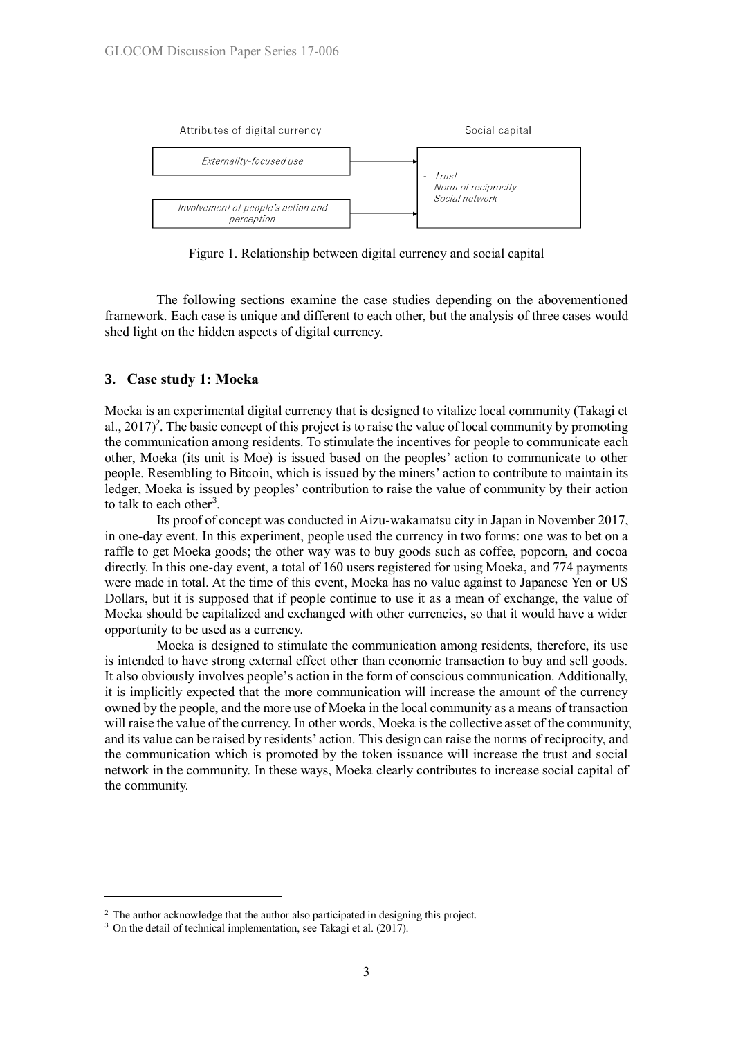Attributes of digital currency | Social capital

| Attributes of digital currency | | Social capital |
|---|---|---|
| *Externality-focused use* | → | - *Trust*<br>- *Norm of reciprocity*<br>- *Social network* |
| *Involvement of people's action and perception* | → | |

Figure 1. Relationship between digital currency and social capital

The following sections examine the case studies depending on the abovementioned framework. Each case is unique and different to each other, but the analysis of three cases would shed light on the hidden aspects of digital currency.

## 3. Case study 1: Moeka

Moeka is an experimental digital currency that is designed to vitalize local community (Takagi et al., 2017)[2]. The basic concept of this project is to raise the value of local community by promoting the communication among residents. To stimulate the incentives for people to communicate each other, Moeka (its unit is Moe) is issued based on the peoples' action to communicate to other people. Resembling to Bitcoin, which is issued by the miners' action to contribute to maintain its ledger, Moeka is issued by peoples' contribution to raise the value of community by their action to talk to each other[3].

Its proof of concept was conducted in Aizu-wakamatsu city in Japan in November 2017, in one-day event. In this experiment, people used the currency in two forms: one was to bet on a raffle to get Moeka goods; the other way was to buy goods such as coffee, popcorn, and cocoa directly. In this one-day event, a total of 160 users registered for using Moeka, and 774 payments were made in total. At the time of this event, Moeka has no value against to Japanese Yen or US Dollars, but it is supposed that if people continue to use it as a mean of exchange, the value of Moeka should be capitalized and exchanged with other currencies, so that it would have a wider opportunity to be used as a currency.

Moeka is designed to stimulate the communication among residents, therefore, its use is intended to have strong external effect other than economic transaction to buy and sell goods. It also obviously involves people's action in the form of conscious communication. Additionally, it is implicitly expected that the more communication will increase the amount of the currency owned by the people, and the more use of Moeka in the local community as a means of transaction will raise the value of the currency. In other words, Moeka is the collective asset of the community, and its value can be raised by residents' action. This design can raise the norms of reciprocity, and the communication which is promoted by the token issuance will increase the trust and social network in the community. In these ways, Moeka clearly contributes to increase social capital of the community.

---

[2] The author acknowledge that the author also participated in designing this project.

[3] On the detail of technical implementation, see Takagi et al. (2017).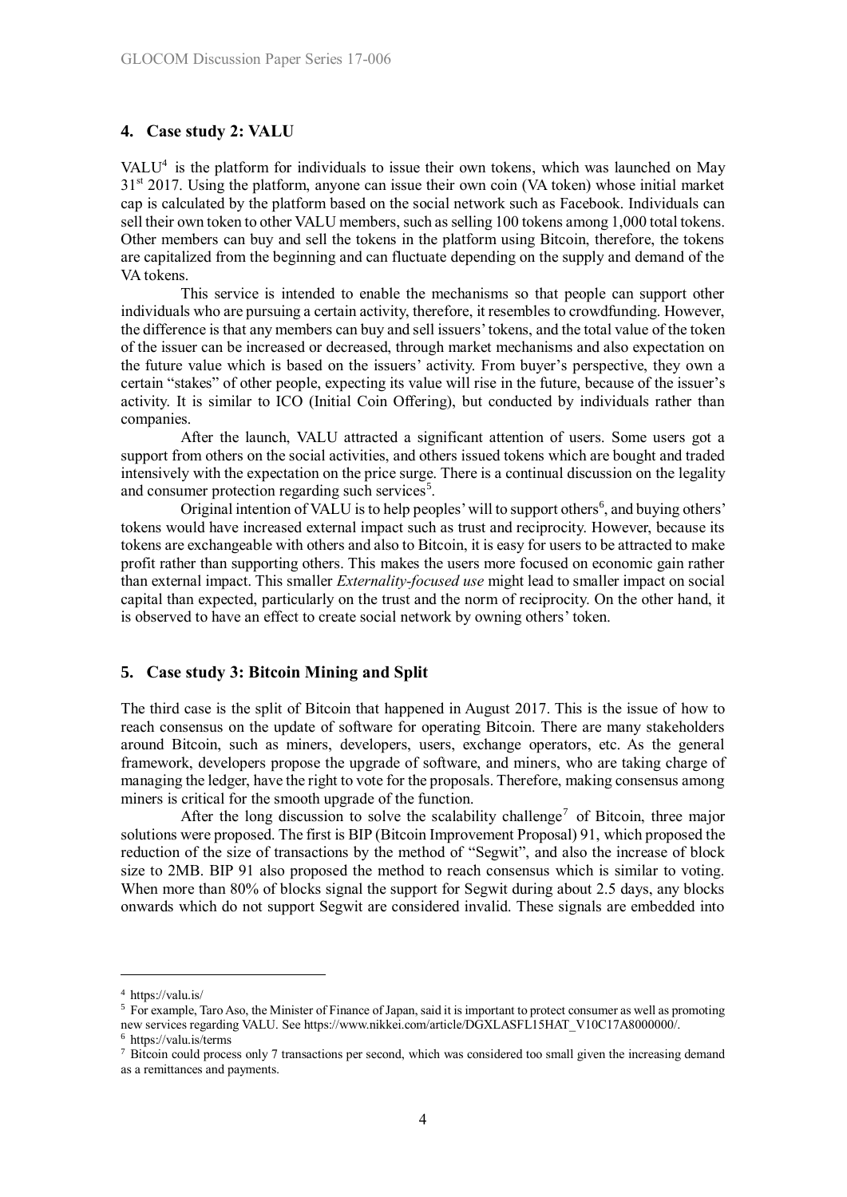## 4. Case study 2: VALU

VALU[4] is the platform for individuals to issue their own tokens, which was launched on May 31st 2017. Using the platform, anyone can issue their own coin (VA token) whose initial market cap is calculated by the platform based on the social network such as Facebook. Individuals can sell their own token to other VALU members, such as selling 100 tokens among 1,000 total tokens. Other members can buy and sell the tokens in the platform using Bitcoin, therefore, the tokens are capitalized from the beginning and can fluctuate depending on the supply and demand of the VA tokens.

This service is intended to enable the mechanisms so that people can support other individuals who are pursuing a certain activity, therefore, it resembles to crowdfunding. However, the difference is that any members can buy and sell issuers' tokens, and the total value of the token of the issuer can be increased or decreased, through market mechanisms and also expectation on the future value which is based on the issuers' activity. From buyer's perspective, they own a certain "stakes" of other people, expecting its value will rise in the future, because of the issuer's activity. It is similar to ICO (Initial Coin Offering), but conducted by individuals rather than companies.

After the launch, VALU attracted a significant attention of users. Some users got a support from others on the social activities, and others issued tokens which are bought and traded intensively with the expectation on the price surge. There is a continual discussion on the legality and consumer protection regarding such services[5].

Original intention of VALU is to help peoples' will to support others[6], and buying others' tokens would have increased external impact such as trust and reciprocity. However, because its tokens are exchangeable with others and also to Bitcoin, it is easy for users to be attracted to make profit rather than supporting others. This makes the users more focused on economic gain rather than external impact. This smaller *Externality-focused use* might lead to smaller impact on social capital than expected, particularly on the trust and the norm of reciprocity. On the other hand, it is observed to have an effect to create social network by owning others' token.

## 5. Case study 3: Bitcoin Mining and Split

The third case is the split of Bitcoin that happened in August 2017. This is the issue of how to reach consensus on the update of software for operating Bitcoin. There are many stakeholders around Bitcoin, such as miners, developers, users, exchange operators, etc. As the general framework, developers propose the upgrade of software, and miners, who are taking charge of managing the ledger, have the right to vote for the proposals. Therefore, making consensus among miners is critical for the smooth upgrade of the function.

After the long discussion to solve the scalability challenge[7] of Bitcoin, three major solutions were proposed. The first is BIP (Bitcoin Improvement Proposal) 91, which proposed the reduction of the size of transactions by the method of "Segwit", and also the increase of block size to 2MB. BIP 91 also proposed the method to reach consensus which is similar to voting. When more than 80% of blocks signal the support for Segwit during about 2.5 days, any blocks onwards which do not support Segwit are considered invalid. These signals are embedded into

---

[4] https://valu.is/

[5] For example, Taro Aso, the Minister of Finance of Japan, said it is important to protect consumer as well as promoting new services regarding VALU. See https://www.nikkei.com/article/DGXLASFL15HAT_V10C17A8000000/.

[6] https://valu.is/terms

[7] Bitcoin could process only 7 transactions per second, which was considered too small given the increasing demand as a remittances and payments.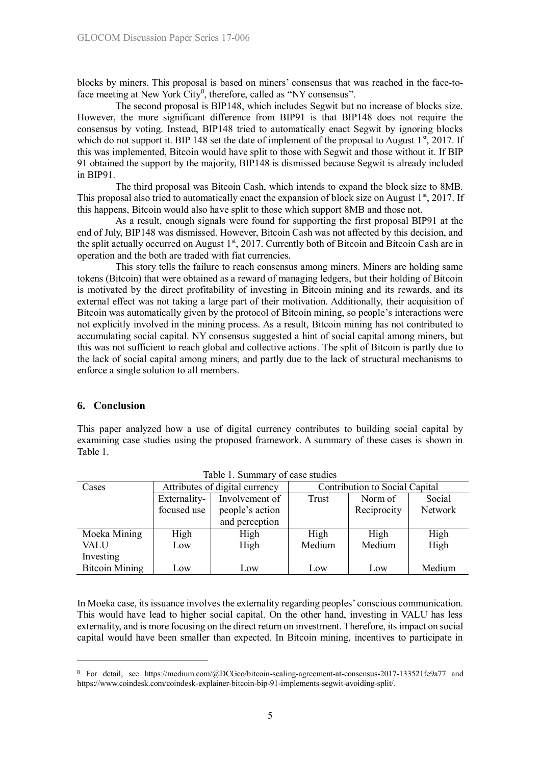blocks by miners. This proposal is based on miners' consensus that was reached in the face-to-face meeting at New York City[8], therefore, called as "NY consensus".

The second proposal is BIP148, which includes Segwit but no increase of blocks size. However, the more significant difference from BIP91 is that BIP148 does not require the consensus by voting. Instead, BIP148 tried to automatically enact Segwit by ignoring blocks which do not support it. BIP 148 set the date of implement of the proposal to August 1st, 2017. If this was implemented, Bitcoin would have split to those with Segwit and those without it. If BIP 91 obtained the support by the majority, BIP148 is dismissed because Segwit is already included in BIP91.

The third proposal was Bitcoin Cash, which intends to expand the block size to 8MB. This proposal also tried to automatically enact the expansion of block size on August 1st, 2017. If this happens, Bitcoin would also have split to those which support 8MB and those not.

As a result, enough signals were found for supporting the first proposal BIP91 at the end of July, BIP148 was dismissed. However, Bitcoin Cash was not affected by this decision, and the split actually occurred on August 1st, 2017. Currently both of Bitcoin and Bitcoin Cash are in operation and the both are traded with fiat currencies.

This story tells the failure to reach consensus among miners. Miners are holding same tokens (Bitcoin) that were obtained as a reward of managing ledgers, but their holding of Bitcoin is motivated by the direct profitability of investing in Bitcoin mining and its rewards, and its external effect was not taking a large part of their motivation. Additionally, their acquisition of Bitcoin was automatically given by the protocol of Bitcoin mining, so people's interactions were not explicitly involved in the mining process. As a result, Bitcoin mining has not contributed to accumulating social capital. NY consensus suggested a hint of social capital among miners, but this was not sufficient to reach global and collective actions. The split of Bitcoin is partly due to the lack of social capital among miners, and partly due to the lack of structural mechanisms to enforce a single solution to all members.

## 6. Conclusion

This paper analyzed how a use of digital currency contributes to building social capital by examining case studies using the proposed framework. A summary of these cases is shown in Table 1.

Table 1. Summary of case studies

| Cases | Attributes of digital currency | | Contribution to Social Capital | | |
|---|---|---|---|---|---|
| | Externality-focused use | Involvement of people's action and perception | Trust | Norm of Reciprocity | Social Network |
| Moeka Mining | High | High | High | High | High |
| VALU Investing | Low | High | Medium | Medium | High |
| Bitcoin Mining | Low | Low | Low | Low | Medium |

In Moeka case, its issuance involves the externality regarding peoples' conscious communication. This would have lead to higher social capital. On the other hand, investing in VALU has less externality, and is more focusing on the direct return on investment. Therefore, its impact on social capital would have been smaller than expected. In Bitcoin mining, incentives to participate in

[8] For detail, see https://medium.com/@DCGco/bitcoin-scaling-agreement-at-consensus-2017-133521fe9a77 and https://www.coindesk.com/coindesk-explainer-bitcoin-bip-91-implements-segwit-avoiding-split/.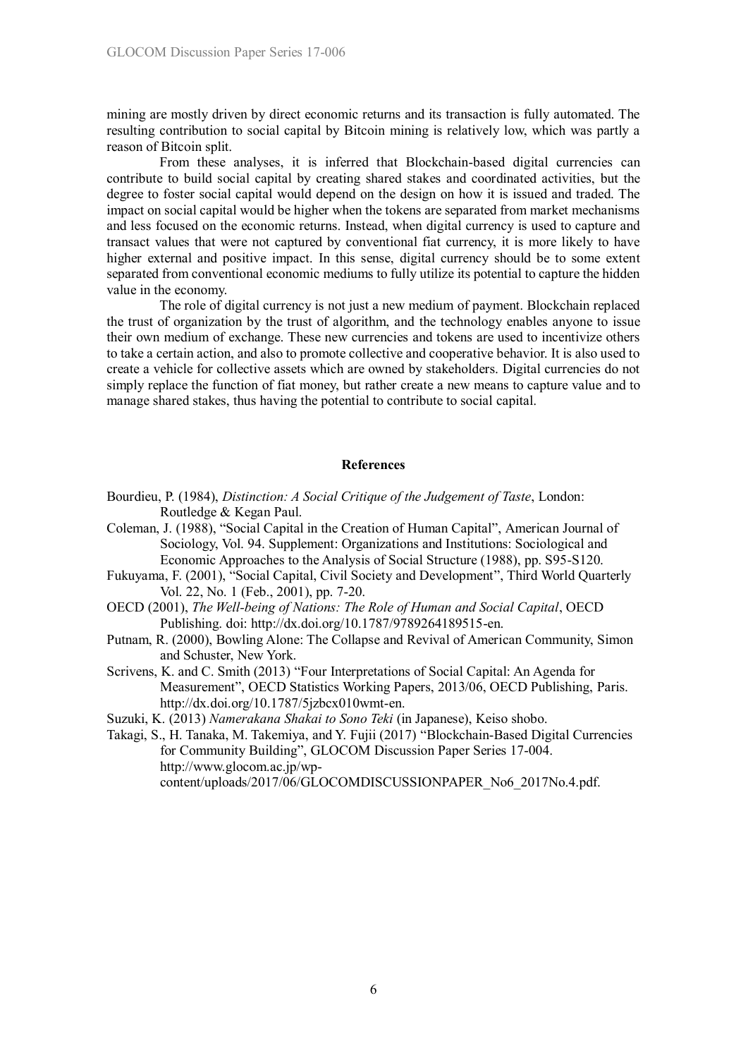mining are mostly driven by direct economic returns and its transaction is fully automated. The resulting contribution to social capital by Bitcoin mining is relatively low, which was partly a reason of Bitcoin split.

From these analyses, it is inferred that Blockchain-based digital currencies can contribute to build social capital by creating shared stakes and coordinated activities, but the degree to foster social capital would depend on the design on how it is issued and traded. The impact on social capital would be higher when the tokens are separated from market mechanisms and less focused on the economic returns. Instead, when digital currency is used to capture and transact values that were not captured by conventional fiat currency, it is more likely to have higher external and positive impact. In this sense, digital currency should be to some extent separated from conventional economic mediums to fully utilize its potential to capture the hidden value in the economy.

The role of digital currency is not just a new medium of payment. Blockchain replaced the trust of organization by the trust of algorithm, and the technology enables anyone to issue their own medium of exchange. These new currencies and tokens are used to incentivize others to take a certain action, and also to promote collective and cooperative behavior. It is also used to create a vehicle for collective assets which are owned by stakeholders. Digital currencies do not simply replace the function of fiat money, but rather create a new means to capture value and to manage shared stakes, thus having the potential to contribute to social capital.

## References

Bourdieu, P. (1984), *Distinction: A Social Critique of the Judgement of Taste*, London: Routledge & Kegan Paul.

Coleman, J. (1988), "Social Capital in the Creation of Human Capital", American Journal of Sociology, Vol. 94. Supplement: Organizations and Institutions: Sociological and Economic Approaches to the Analysis of Social Structure (1988), pp. S95-S120.

Fukuyama, F. (2001), "Social Capital, Civil Society and Development", Third World Quarterly Vol. 22, No. 1 (Feb., 2001), pp. 7-20.

OECD (2001), *The Well-being of Nations: The Role of Human and Social Capital*, OECD Publishing. doi: http://dx.doi.org/10.1787/9789264189515-en.

Putnam, R. (2000), Bowling Alone: The Collapse and Revival of American Community, Simon and Schuster, New York.

Scrivens, K. and C. Smith (2013) "Four Interpretations of Social Capital: An Agenda for Measurement", OECD Statistics Working Papers, 2013/06, OECD Publishing, Paris. http://dx.doi.org/10.1787/5jzbcx010wmt-en.

Suzuki, K. (2013) *Namerakana Shakai to Sono Teki* (in Japanese), Keiso shobo.

Takagi, S., H. Tanaka, M. Takemiya, and Y. Fujii (2017) "Blockchain-Based Digital Currencies for Community Building", GLOCOM Discussion Paper Series 17-004. http://www.glocom.ac.jp/wp-content/uploads/2017/06/GLOCOMDISCUSSIONPAPER_No6_2017No.4.pdf.